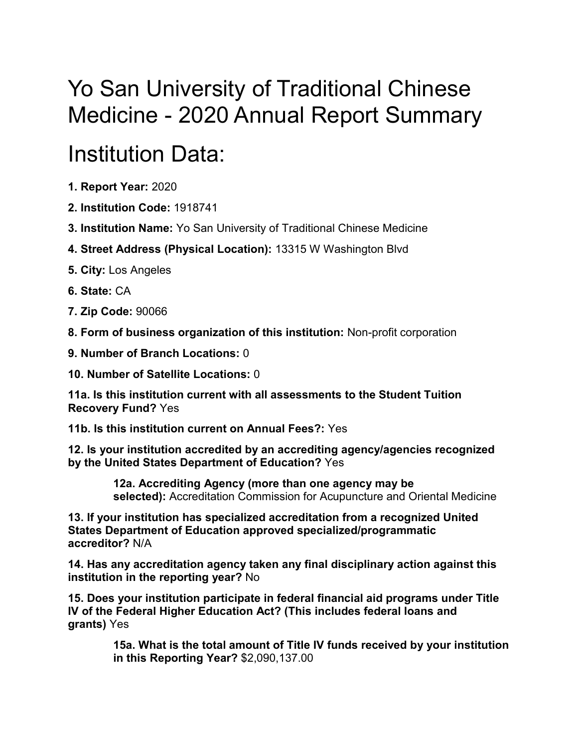# Yo San University of Traditional Chinese Medicine - 2020 Annual Report Summary

## Institution Data:

**1. Report Year:** 2020

**2. Institution Code:** 1918741

**3. Institution Name:** Yo San University of Traditional Chinese Medicine

**4. Street Address (Physical Location):** 13315 W Washington Blvd

**5. City:** Los Angeles

**6. State:** CA

**7. Zip Code:** 90066

**8. Form of business organization of this institution:** Non-profit corporation

**9. Number of Branch Locations:** 0

**10. Number of Satellite Locations:** 0

**11a. Is this institution current with all assessments to the Student Tuition Recovery Fund?** Yes

**11b. Is this institution current on Annual Fees?:** Yes

**12. Is your institution accredited by an accrediting agency/agencies recognized by the United States Department of Education?** Yes

> **12a. Accrediting Agency (more than one agency may be selected):** Accreditation Commission for Acupuncture and Oriental Medicine

**13. If your institution has specialized accreditation from a recognized United States Department of Education approved specialized/programmatic accreditor?** N/A

**14. Has any accreditation agency taken any final disciplinary action against this institution in the reporting year?** No

**15. Does your institution participate in federal financial aid programs under Title IV of the Federal Higher Education Act? (This includes federal loans and grants)** Yes

> **15a. What is the total amount of Title IV funds received by your institution in this Reporting Year?** $2,090,137.00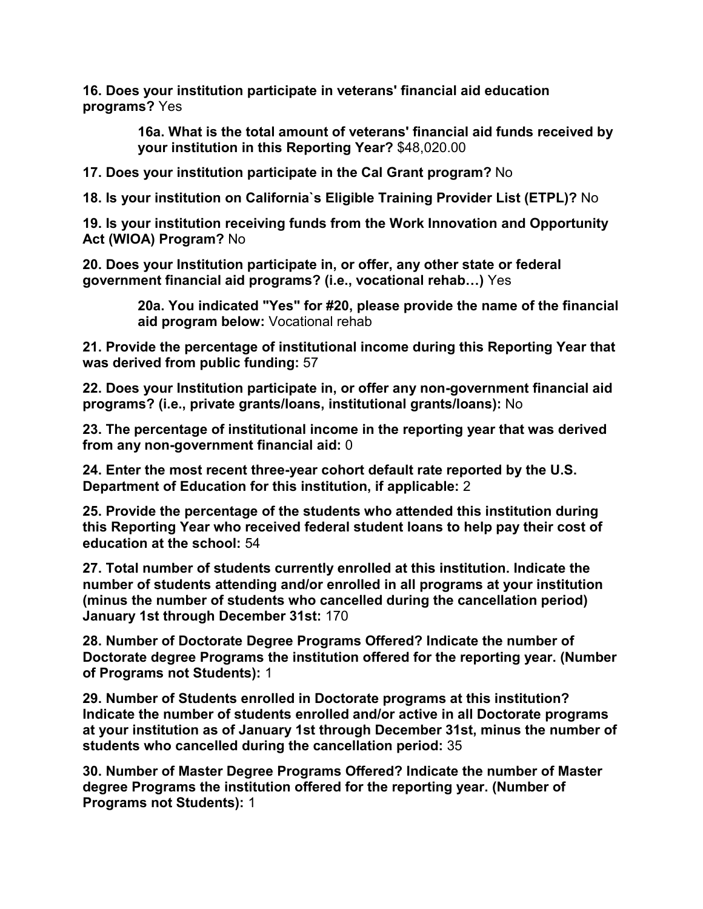**16. Does your institution participate in veterans' financial aid education programs?** Yes

> **16a. What is the total amount of veterans' financial aid funds received by your institution in this Reporting Year?** $48,020.00

**17. Does your institution participate in the Cal Grant program?** No

**18. Is your institution on California`s Eligible Training Provider List (ETPL)?** No

**19. Is your institution receiving funds from the Work Innovation and Opportunity Act (WIOA) Program?** No

**20. Does your Institution participate in, or offer, any other state or federal government financial aid programs? (i.e., vocational rehab…)** Yes

> **20a. You indicated "Yes" for #20, please provide the name of the financial aid program below:** Vocational rehab

**21. Provide the percentage of institutional income during this Reporting Year that was derived from public funding:** 57

**22. Does your Institution participate in, or offer any non-government financial aid programs? (i.e., private grants/loans, institutional grants/loans):** No

**23. The percentage of institutional income in the reporting year that was derived from any non-government financial aid:** 0

**24. Enter the most recent three-year cohort default rate reported by the U.S. Department of Education for this institution, if applicable:** 2

**25. Provide the percentage of the students who attended this institution during this Reporting Year who received federal student loans to help pay their cost of education at the school:** 54

**27. Total number of students currently enrolled at this institution. Indicate the number of students attending and/or enrolled in all programs at your institution (minus the number of students who cancelled during the cancellation period) January 1st through December 31st:** 170

**28. Number of Doctorate Degree Programs Offered? Indicate the number of Doctorate degree Programs the institution offered for the reporting year. (Number of Programs not Students):** 1

**29. Number of Students enrolled in Doctorate programs at this institution? Indicate the number of students enrolled and/or active in all Doctorate programs at your institution as of January 1st through December 31st, minus the number of students who cancelled during the cancellation period:** 35

**30. Number of Master Degree Programs Offered? Indicate the number of Master degree Programs the institution offered for the reporting year. (Number of Programs not Students):** 1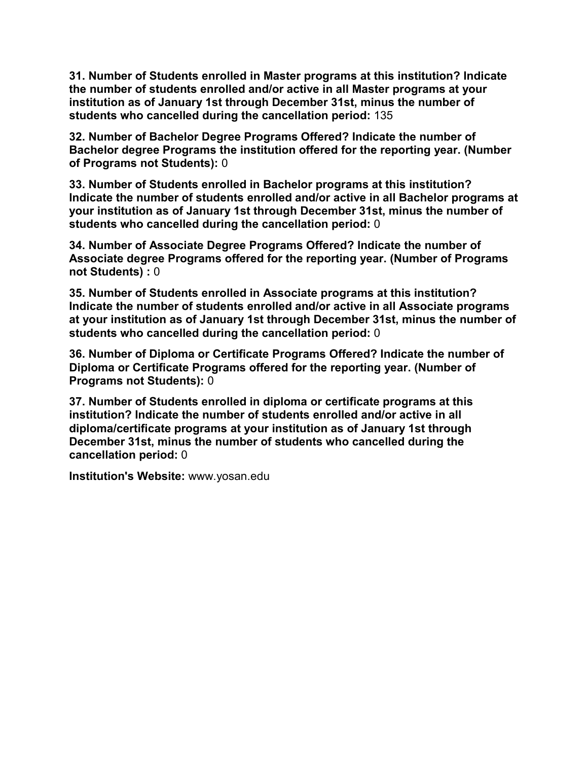**31. Number of Students enrolled in Master programs at this institution? Indicate the number of students enrolled and/or active in all Master programs at your institution as of January 1st through December 31st, minus the number of students who cancelled during the cancellation period:** 135

**32. Number of Bachelor Degree Programs Offered? Indicate the number of Bachelor degree Programs the institution offered for the reporting year. (Number of Programs not Students):** 0

**33. Number of Students enrolled in Bachelor programs at this institution? Indicate the number of students enrolled and/or active in all Bachelor programs at your institution as of January 1st through December 31st, minus the number of students who cancelled during the cancellation period:** 0

**34. Number of Associate Degree Programs Offered? Indicate the number of Associate degree Programs offered for the reporting year. (Number of Programs not Students) :** 0

**35. Number of Students enrolled in Associate programs at this institution? Indicate the number of students enrolled and/or active in all Associate programs at your institution as of January 1st through December 31st, minus the number of students who cancelled during the cancellation period:** 0

**36. Number of Diploma or Certificate Programs Offered? Indicate the number of Diploma or Certificate Programs offered for the reporting year. (Number of Programs not Students):** 0

**37. Number of Students enrolled in diploma or certificate programs at this institution? Indicate the number of students enrolled and/or active in all diploma/certificate programs at your institution as of January 1st through December 31st, minus the number of students who cancelled during the cancellation period:** 0

**Institution's Website:** www.yosan.edu